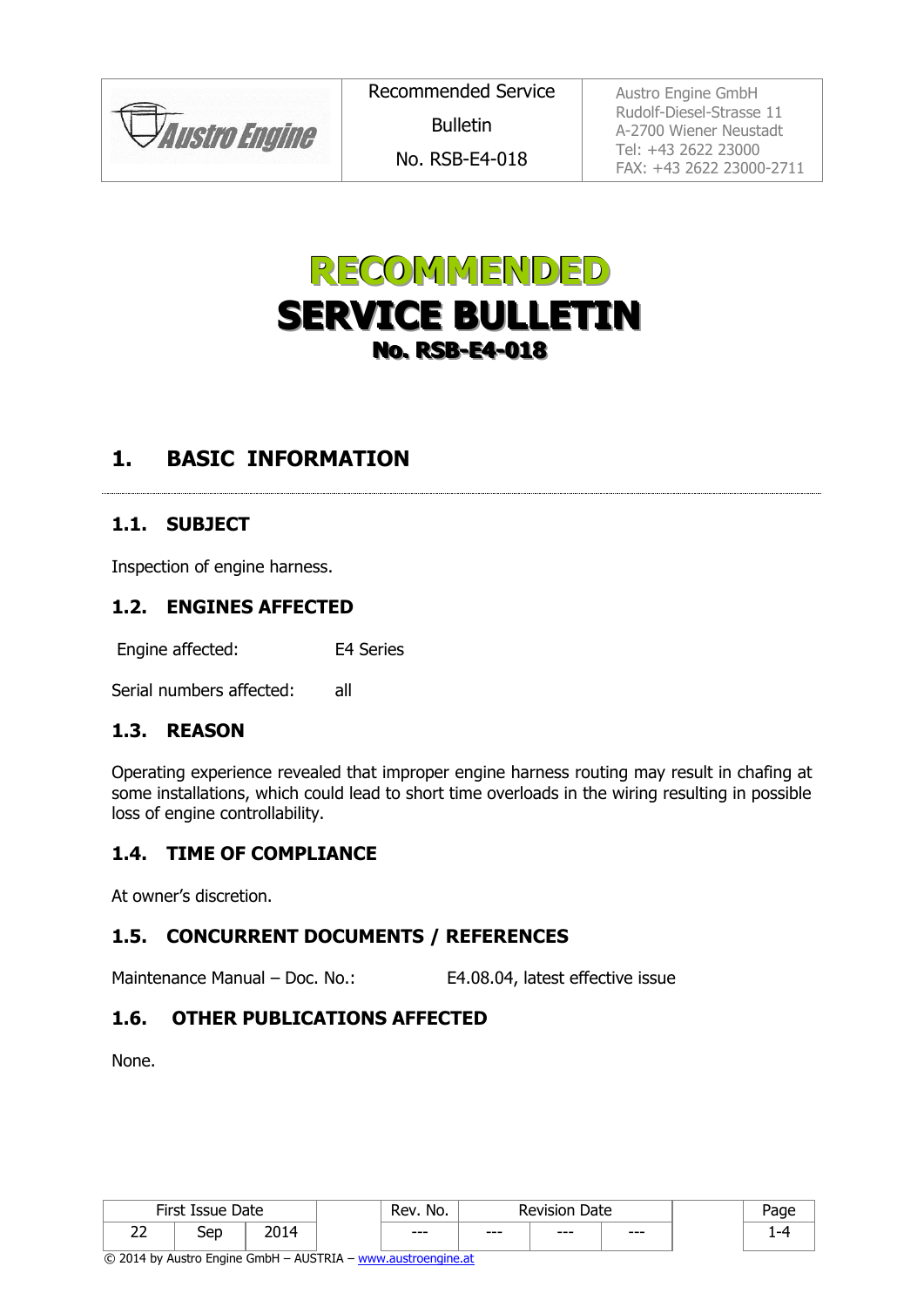# RECOMMENDED SERVICE BULLETIN

## No. RSB-E4-018

## 1. BASIC INFORMATION

### 1.1. SUBJECT

Inspection of engine harness.

### 1.2. ENGINES AFFECTED

Engine affected: E4 Series

Serial numbers affected: all

### 1.3. REASON

Operating experience revealed that improper engine harness routing may result in chafing at some installations, which could lead to short time overloads in the wiring resulting in possible loss of engine controllability.

### 1.4. TIME OF COMPLIANCE

At owner's discretion.

### 1.5. CONCURRENT DOCUMENTS / REFERENCES

Maintenance Manual – Doc. No.: E4.08.04, latest effective issue

### 1.6. OTHER PUBLICATIONS AFFECTED

None.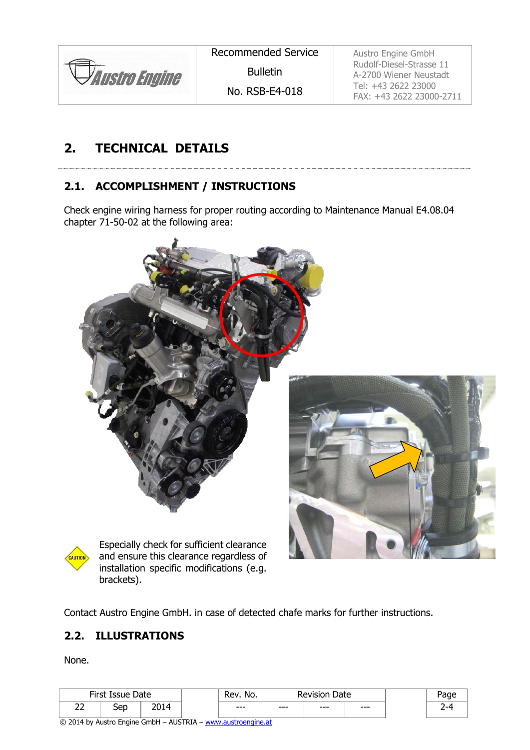## 2. TECHNICAL DETAILS

### 2.1. ACCOMPLISHMENT / INSTRUCTIONS

Check engine wiring harness for proper routing according to Maintenance Manual E4.08.04 chapter 71-50-02 at the following area:

CAUTION: Especially check for sufficient clearance and ensure this clearance regardless of installation specific modifications (e.g. brackets).

Contact Austro Engine GmbH. in case of detected chafe marks for further instructions.

### 2.2. ILLUSTRATIONS

None.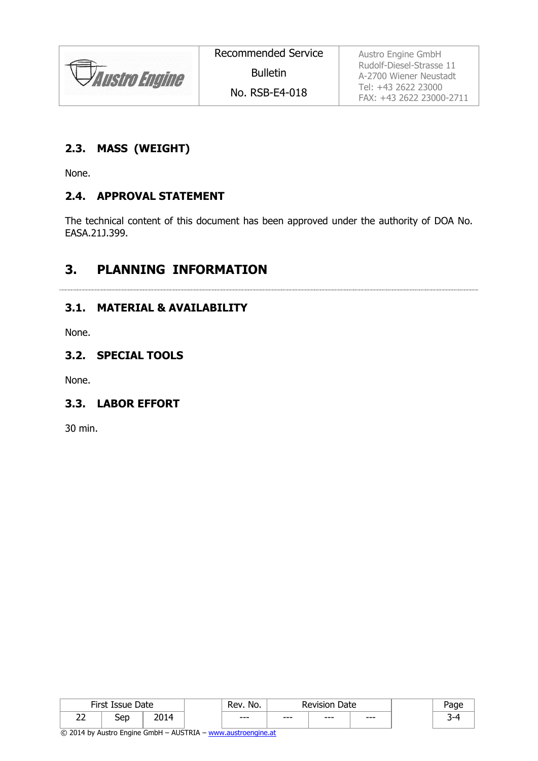### 2.3. MASS (WEIGHT)

None.

### 2.4. APPROVAL STATEMENT

The technical content of this document has been approved under the authority of DOA No. EASA.21J.399.

## 3. PLANNING INFORMATION

### 3.1. MATERIAL & AVAILABILITY

None.

### 3.2. SPECIAL TOOLS

None.

### 3.3. LABOR EFFORT

30 min.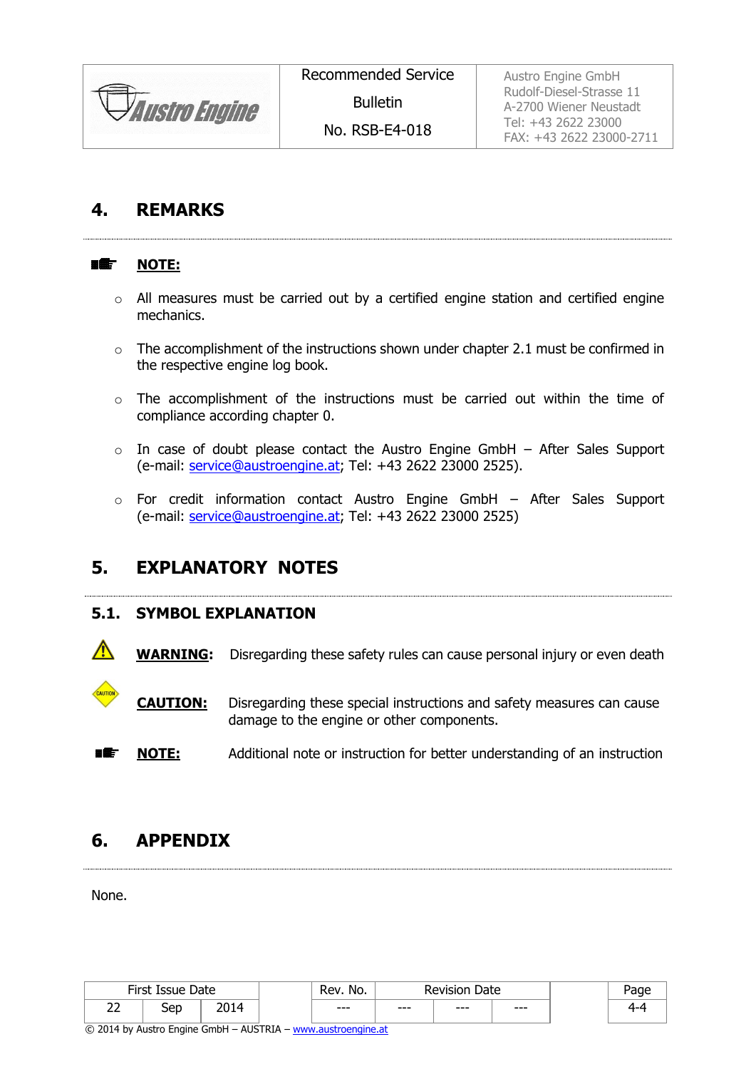## 4. REMARKS

**NOTE:**

- All measures must be carried out by a certified engine station and certified engine mechanics.
- The accomplishment of the instructions shown under chapter 2.1 must be confirmed in the respective engine log book.
- The accomplishment of the instructions must be carried out within the time of compliance according chapter 0.
- In case of doubt please contact the Austro Engine GmbH – After Sales Support (e-mail: service@austroengine.at; Tel: +43 2622 23000 2525).
- For credit information contact Austro Engine GmbH – After Sales Support (e-mail: service@austroengine.at; Tel: +43 2622 23000 2525)

## 5. EXPLANATORY NOTES

### 5.1. SYMBOL EXPLANATION

**WARNING:** Disregarding these safety rules can cause personal injury or even death

**CAUTION:** Disregarding these special instructions and safety measures can cause damage to the engine or other components.

**NOTE:** Additional note or instruction for better understanding of an instruction

## 6. APPENDIX

None.